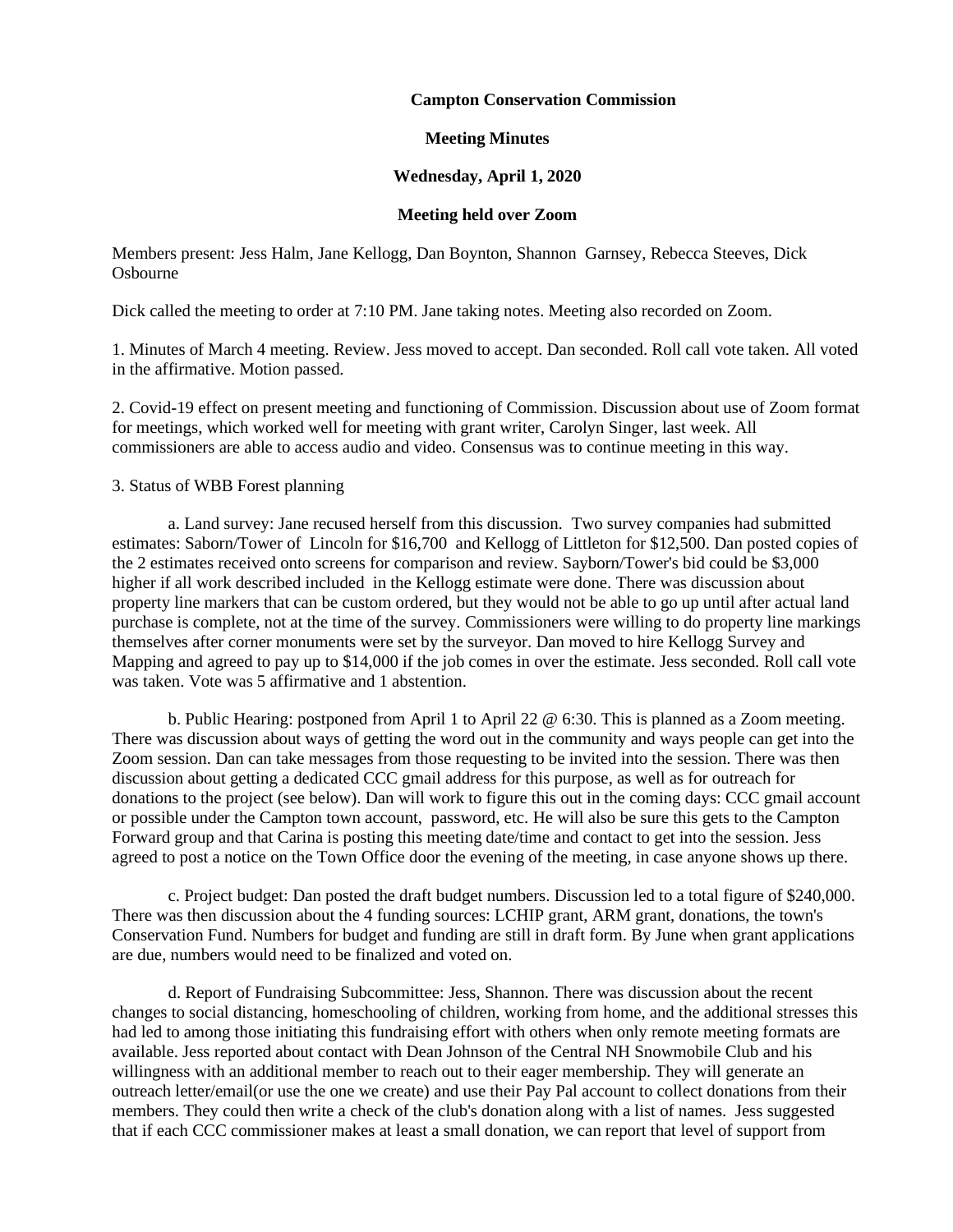**Campton Conservation Commission**

**Meeting Minutes**

**Wednesday, April 1, 2020**

**Meeting held over Zoom**

Members present: Jess Halm, Jane Kellogg, Dan Boynton, Shannon Garnsey, Rebecca Steeves, Dick Osbourne

Dick called the meeting to order at 7:10 PM. Jane taking notes. Meeting also recorded on Zoom.

1. Minutes of March 4 meeting. Review. Jess moved to accept. Dan seconded. Roll call vote taken. All voted in the affirmative. Motion passed.

2. Covid-19 effect on present meeting and functioning of Commission. Discussion about use of Zoom format for meetings, which worked well for meeting with grant writer, Carolyn Singer, last week. All commissioners are able to access audio and video. Consensus was to continue meeting in this way.

3. Status of WBB Forest planning

a. Land survey: Jane recused herself from this discussion. Two survey companies had submitted estimates: Saborn/Tower of Lincoln for $16,700 and Kellogg of Littleton for $12,500. Dan posted copies of the 2 estimates received onto screens for comparison and review. Sayborn/Tower's bid could be $3,000 higher if all work described included in the Kellogg estimate were done. There was discussion about property line markers that can be custom ordered, but they would not be able to go up until after actual land purchase is complete, not at the time of the survey. Commissioners were willing to do property line markings themselves after corner monuments were set by the surveyor. Dan moved to hire Kellogg Survey and Mapping and agreed to pay up to $14,000 if the job comes in over the estimate. Jess seconded. Roll call vote was taken. Vote was 5 affirmative and 1 abstention.

b. Public Hearing: postponed from April 1 to April 22 @ 6:30. This is planned as a Zoom meeting. There was discussion about ways of getting the word out in the community and ways people can get into the Zoom session. Dan can take messages from those requesting to be invited into the session. There was then discussion about getting a dedicated CCC gmail address for this purpose, as well as for outreach for donations to the project (see below). Dan will work to figure this out in the coming days: CCC gmail account or possible under the Campton town account, password, etc. He will also be sure this gets to the Campton Forward group and that Carina is posting this meeting date/time and contact to get into the session. Jess agreed to post a notice on the Town Office door the evening of the meeting, in case anyone shows up there.

c. Project budget: Dan posted the draft budget numbers. Discussion led to a total figure of $240,000. There was then discussion about the 4 funding sources: LCHIP grant, ARM grant, donations, the town's Conservation Fund. Numbers for budget and funding are still in draft form. By June when grant applications are due, numbers would need to be finalized and voted on.

d. Report of Fundraising Subcommittee: Jess, Shannon. There was discussion about the recent changes to social distancing, homeschooling of children, working from home, and the additional stresses this had led to among those initiating this fundraising effort with others when only remote meeting formats are available. Jess reported about contact with Dean Johnson of the Central NH Snowmobile Club and his willingness with an additional member to reach out to their eager membership. They will generate an outreach letter/email(or use the one we create) and use their Pay Pal account to collect donations from their members. They could then write a check of the club's donation along with a list of names. Jess suggested that if each CCC commissioner makes at least a small donation, we can report that level of support from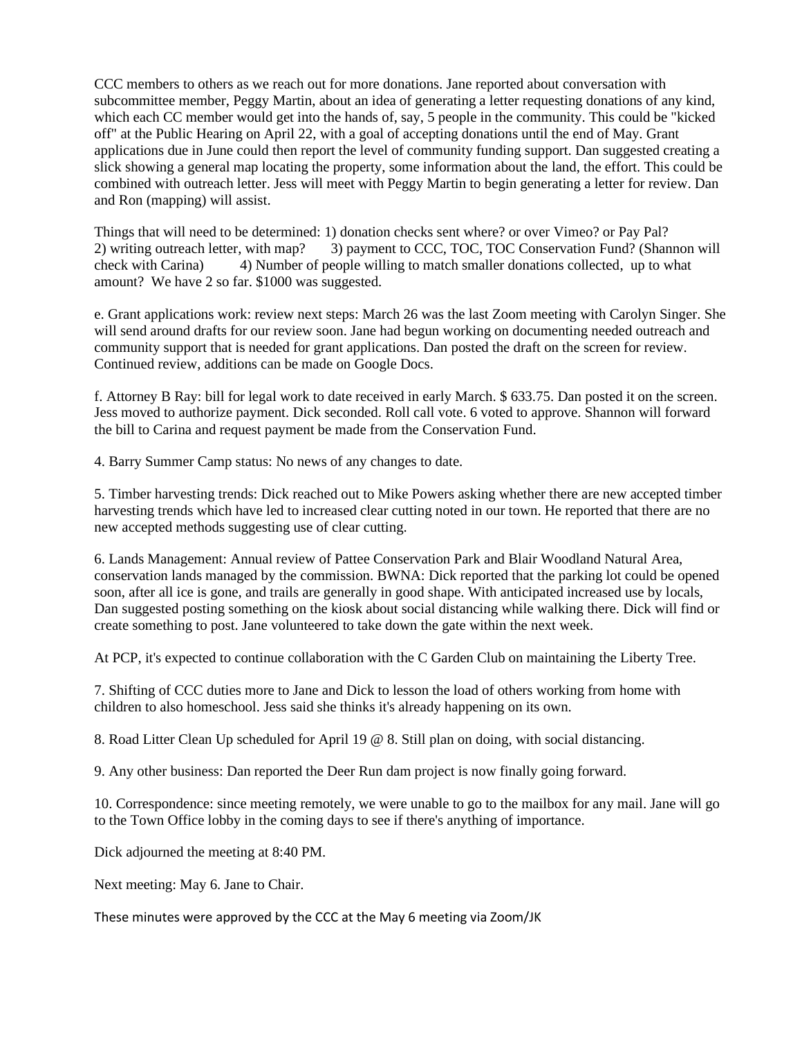CCC members to others as we reach out for more donations. Jane reported about conversation with subcommittee member, Peggy Martin, about an idea of generating a letter requesting donations of any kind, which each CC member would get into the hands of, say, 5 people in the community. This could be "kicked off" at the Public Hearing on April 22, with a goal of accepting donations until the end of May. Grant applications due in June could then report the level of community funding support. Dan suggested creating a slick showing a general map locating the property, some information about the land, the effort. This could be combined with outreach letter. Jess will meet with Peggy Martin to begin generating a letter for review. Dan and Ron (mapping) will assist.

Things that will need to be determined: 1) donation checks sent where? or over Vimeo? or Pay Pal? 2) writing outreach letter, with map? 3) payment to CCC, TOC, TOC Conservation Fund? (Shannon will check with Carina) 4) Number of people willing to match smaller donations collected, up to what amount? We have 2 so far. $1000 was suggested.

e. Grant applications work: review next steps: March 26 was the last Zoom meeting with Carolyn Singer. She will send around drafts for our review soon. Jane had begun working on documenting needed outreach and community support that is needed for grant applications. Dan posted the draft on the screen for review. Continued review, additions can be made on Google Docs.

f. Attorney B Ray: bill for legal work to date received in early March. $ 633.75. Dan posted it on the screen. Jess moved to authorize payment. Dick seconded. Roll call vote. 6 voted to approve. Shannon will forward the bill to Carina and request payment be made from the Conservation Fund.

4. Barry Summer Camp status: No news of any changes to date.

5. Timber harvesting trends: Dick reached out to Mike Powers asking whether there are new accepted timber harvesting trends which have led to increased clear cutting noted in our town. He reported that there are no new accepted methods suggesting use of clear cutting.

6. Lands Management: Annual review of Pattee Conservation Park and Blair Woodland Natural Area, conservation lands managed by the commission. BWNA: Dick reported that the parking lot could be opened soon, after all ice is gone, and trails are generally in good shape. With anticipated increased use by locals, Dan suggested posting something on the kiosk about social distancing while walking there. Dick will find or create something to post. Jane volunteered to take down the gate within the next week.

At PCP, it's expected to continue collaboration with the C Garden Club on maintaining the Liberty Tree.

7. Shifting of CCC duties more to Jane and Dick to lesson the load of others working from home with children to also homeschool. Jess said she thinks it's already happening on its own.

8. Road Litter Clean Up scheduled for April 19 @ 8. Still plan on doing, with social distancing.

9. Any other business: Dan reported the Deer Run dam project is now finally going forward.

10. Correspondence: since meeting remotely, we were unable to go to the mailbox for any mail. Jane will go to the Town Office lobby in the coming days to see if there's anything of importance.

Dick adjourned the meeting at 8:40 PM.

Next meeting: May 6. Jane to Chair.

These minutes were approved by the CCC at the May 6 meeting via Zoom/JK